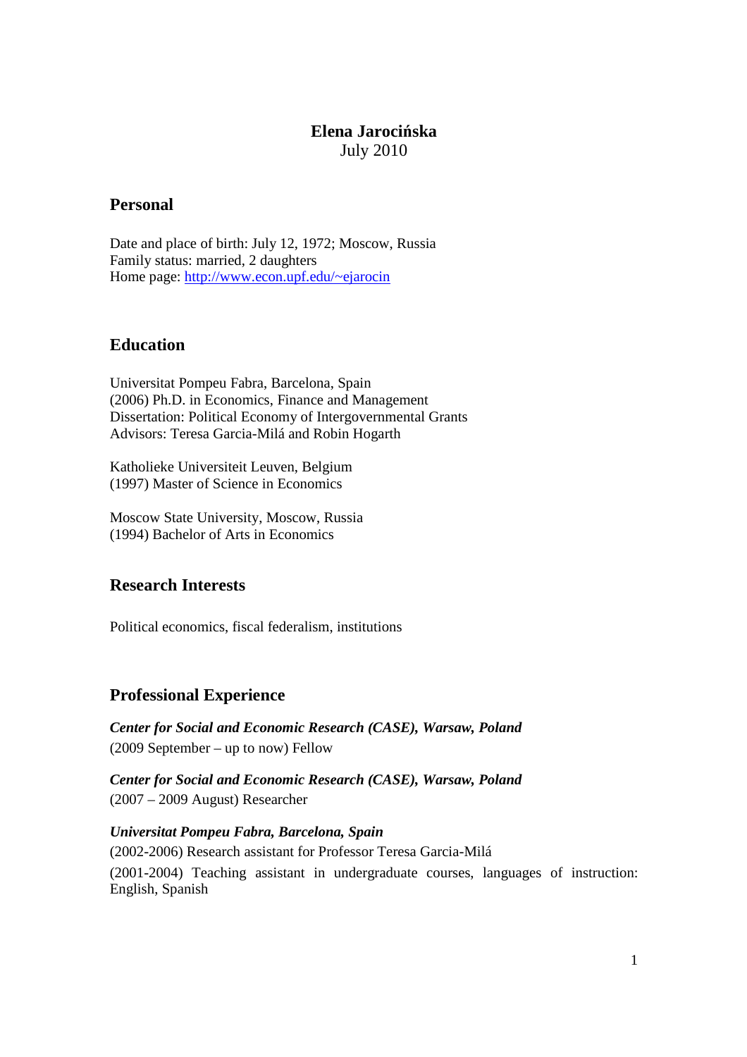# Elena Jarocińska

July 2010

## Personal

Date and place of birth: July 12, 1972; Moscow, Russia
Family status: married, 2 daughters
Home page: [http://www.econ.upf.edu/~ejarocin](http://www.econ.upf.edu/~ejarocin)

## Education

Universitat Pompeu Fabra, Barcelona, Spain
(2006) Ph.D. in Economics, Finance and Management
Dissertation: Political Economy of Intergovernmental Grants
Advisors: Teresa Garcia-Milá and Robin Hogarth

Katholieke Universiteit Leuven, Belgium
(1997) Master of Science in Economics

Moscow State University, Moscow, Russia
(1994) Bachelor of Arts in Economics

## Research Interests

Political economics, fiscal federalism, institutions

## Professional Experience

***Center for Social and Economic Research (CASE), Warsaw, Poland***
(2009 September – up to now) Fellow

***Center for Social and Economic Research (CASE), Warsaw, Poland***
(2007 – 2009 August) Researcher

***Universitat Pompeu Fabra, Barcelona, Spain***
(2002-2006) Research assistant for Professor Teresa Garcia-Milá
(2001-2004) Teaching assistant in undergraduate courses, languages of instruction: English, Spanish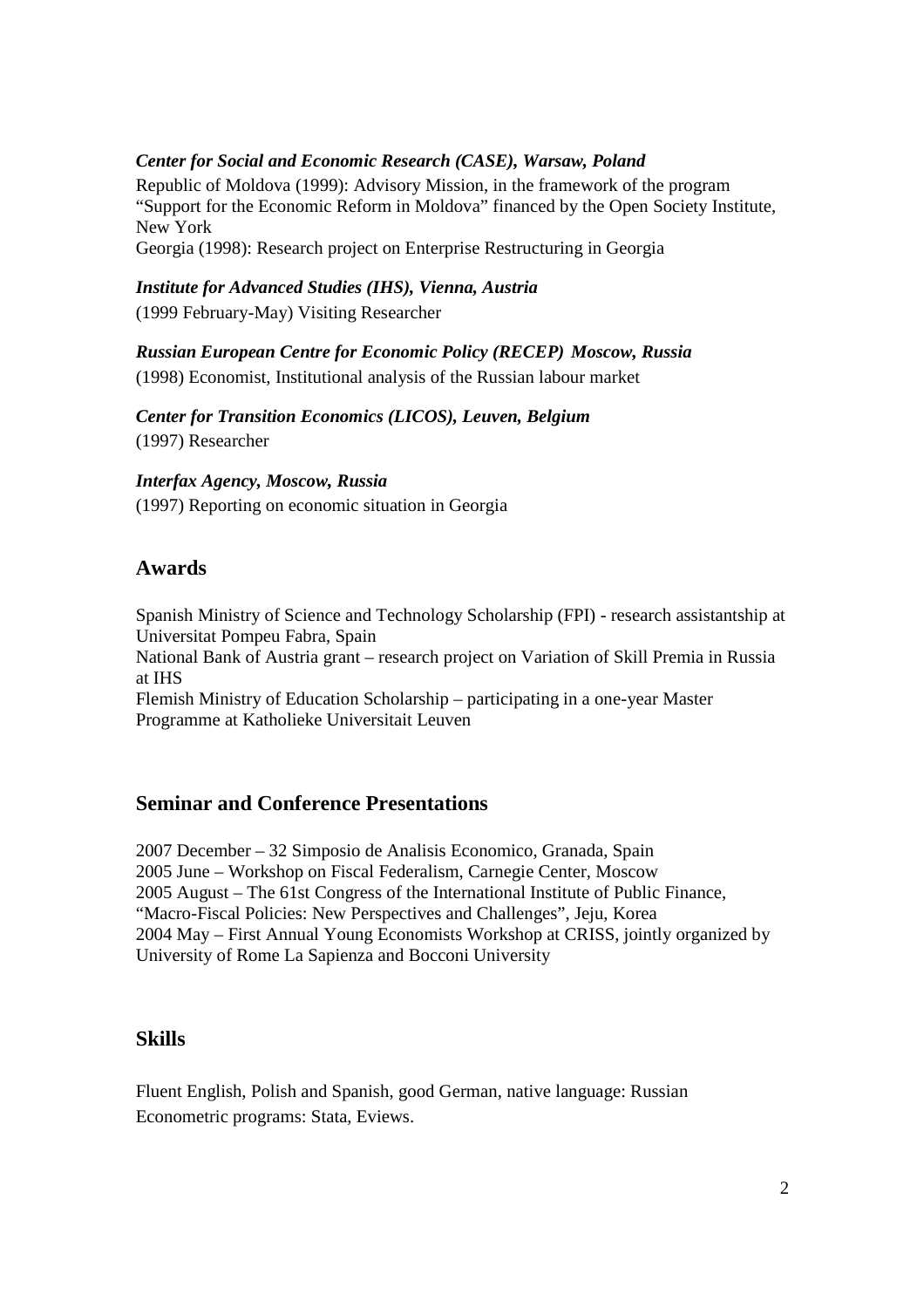***Center for Social and Economic Research (CASE), Warsaw, Poland***

Republic of Moldova (1999): Advisory Mission, in the framework of the program "Support for the Economic Reform in Moldova" financed by the Open Society Institute, New York

Georgia (1998): Research project on Enterprise Restructuring in Georgia

***Institute for Advanced Studies (IHS), Vienna, Austria***

(1999 February-May) Visiting Researcher

***Russian European Centre for Economic Policy (RECEP) Moscow, Russia***

(1998) Economist, Institutional analysis of the Russian labour market

***Center for Transition Economics (LICOS), Leuven, Belgium***

(1997) Researcher

***Interfax Agency, Moscow, Russia***

(1997) Reporting on economic situation in Georgia

## Awards

Spanish Ministry of Science and Technology Scholarship (FPI) - research assistantship at Universitat Pompeu Fabra, Spain

National Bank of Austria grant – research project on Variation of Skill Premia in Russia at IHS

Flemish Ministry of Education Scholarship – participating in a one-year Master Programme at Katholieke Universitait Leuven

## Seminar and Conference Presentations

2007 December – 32 Simposio de Analisis Economico, Granada, Spain

2005 June – Workshop on Fiscal Federalism, Carnegie Center, Moscow

2005 August – The 61st Congress of the International Institute of Public Finance, "Macro-Fiscal Policies: New Perspectives and Challenges", Jeju, Korea

2004 May – First Annual Young Economists Workshop at CRISS, jointly organized by University of Rome La Sapienza and Bocconi University

## Skills

Fluent English, Polish and Spanish, good German, native language: Russian

Econometric programs: Stata, Eviews.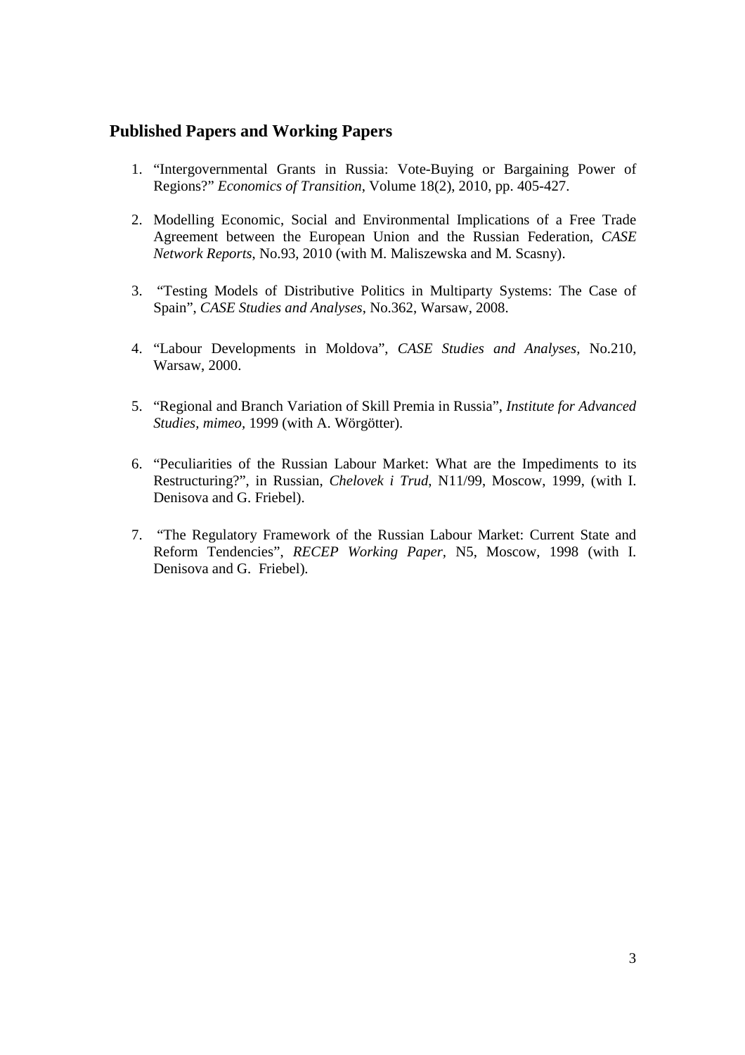## Published Papers and Working Papers

1. "Intergovernmental Grants in Russia: Vote-Buying or Bargaining Power of Regions?" *Economics of Transition*, Volume 18(2), 2010, pp. 405-427.

2. Modelling Economic, Social and Environmental Implications of a Free Trade Agreement between the European Union and the Russian Federation, *CASE Network Reports*, No.93, 2010 (with M. Maliszewska and M. Scasny).

3. "Testing Models of Distributive Politics in Multiparty Systems: The Case of Spain", *CASE Studies and Analyses*, No.362, Warsaw, 2008.

4. "Labour Developments in Moldova", *CASE Studies and Analyses*, No.210, Warsaw, 2000.

5. "Regional and Branch Variation of Skill Premia in Russia", *Institute for Advanced Studies, mimeo*, 1999 (with A. Wörgötter).

6. "Peculiarities of the Russian Labour Market: What are the Impediments to its Restructuring?", in Russian, *Chelovek i Trud*, N11/99, Moscow, 1999, (with I. Denisova and G. Friebel).

7. "The Regulatory Framework of the Russian Labour Market: Current State and Reform Tendencies", *RECEP Working Paper*, N5, Moscow, 1998 (with I. Denisova and G. Friebel).